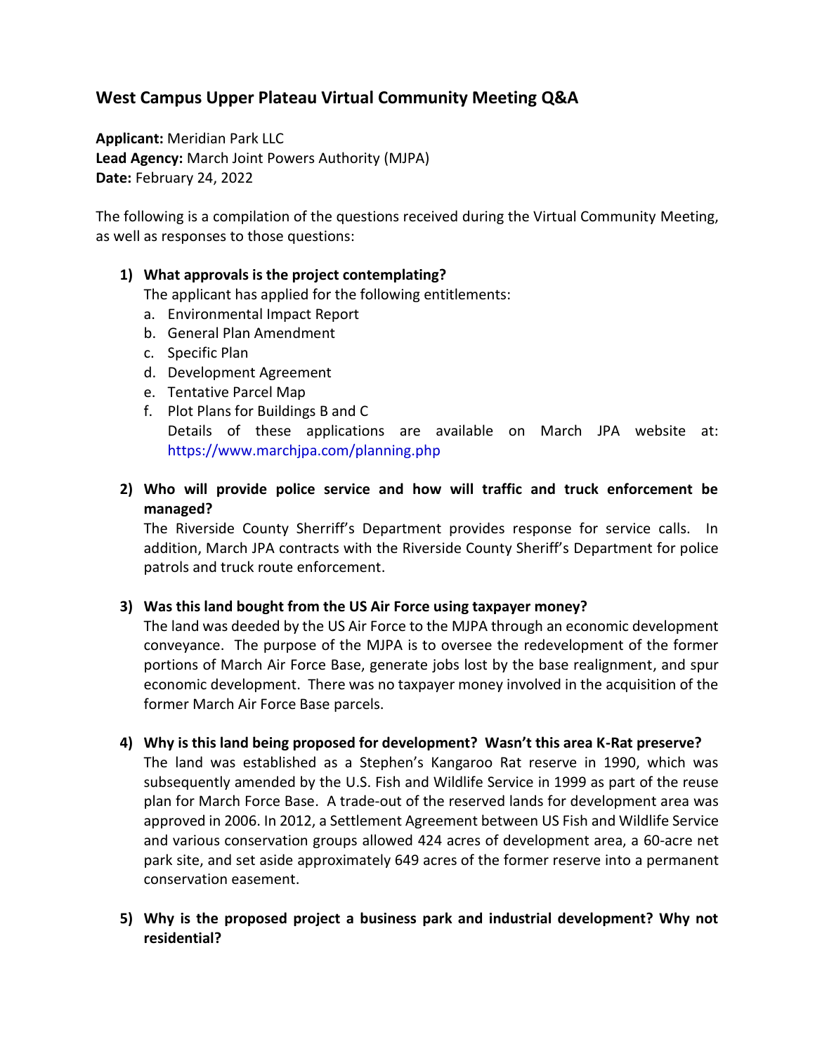# West Campus Upper Plateau Virtual Community Meeting Q&A

**Applicant:** Meridian Park LLC
**Lead Agency:** March Joint Powers Authority (MJPA)
**Date:** February 24, 2022

The following is a compilation of the questions received during the Virtual Community Meeting, as well as responses to those questions:

1) **What approvals is the project contemplating?**
   The applicant has applied for the following entitlements:
   a. Environmental Impact Report
   b. General Plan Amendment
   c. Specific Plan
   d. Development Agreement
   e. Tentative Parcel Map
   f. Plot Plans for Buildings B and C
   Details of these applications are available on March JPA website at: https://www.marchjpa.com/planning.php

2) **Who will provide police service and how will traffic and truck enforcement be managed?**
   The Riverside County Sherriff's Department provides response for service calls. In addition, March JPA contracts with the Riverside County Sheriff's Department for police patrols and truck route enforcement.

3) **Was this land bought from the US Air Force using taxpayer money?**
   The land was deeded by the US Air Force to the MJPA through an economic development conveyance. The purpose of the MJPA is to oversee the redevelopment of the former portions of March Air Force Base, generate jobs lost by the base realignment, and spur economic development. There was no taxpayer money involved in the acquisition of the former March Air Force Base parcels.

4) **Why is this land being proposed for development? Wasn't this area K-Rat preserve?**
   The land was established as a Stephen's Kangaroo Rat reserve in 1990, which was subsequently amended by the U.S. Fish and Wildlife Service in 1999 as part of the reuse plan for March Force Base. A trade-out of the reserved lands for development area was approved in 2006. In 2012, a Settlement Agreement between US Fish and Wildlife Service and various conservation groups allowed 424 acres of development area, a 60-acre net park site, and set aside approximately 649 acres of the former reserve into a permanent conservation easement.

5) **Why is the proposed project a business park and industrial development? Why not residential?**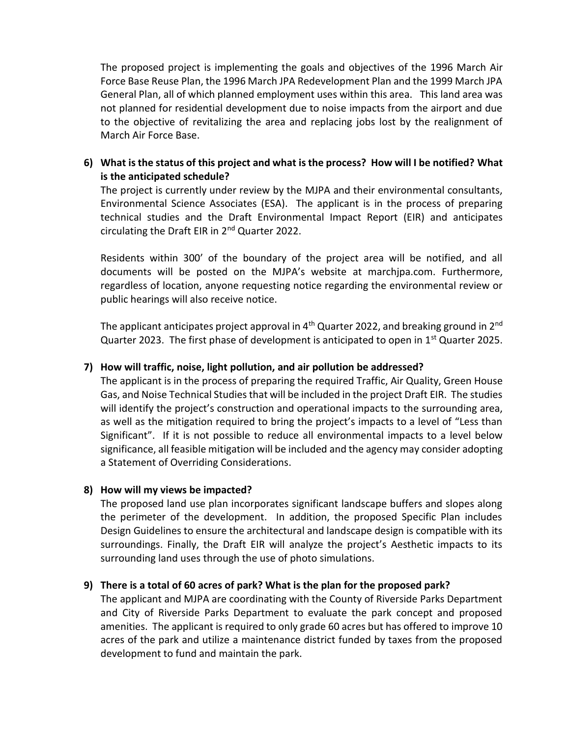The proposed project is implementing the goals and objectives of the 1996 March Air Force Base Reuse Plan, the 1996 March JPA Redevelopment Plan and the 1999 March JPA General Plan, all of which planned employment uses within this area. This land area was not planned for residential development due to noise impacts from the airport and due to the objective of revitalizing the area and replacing jobs lost by the realignment of March Air Force Base.

**6) What is the status of this project and what is the process? How will I be notified? What is the anticipated schedule?**

The project is currently under review by the MJPA and their environmental consultants, Environmental Science Associates (ESA). The applicant is in the process of preparing technical studies and the Draft Environmental Impact Report (EIR) and anticipates circulating the Draft EIR in 2nd Quarter 2022.

Residents within 300' of the boundary of the project area will be notified, and all documents will be posted on the MJPA's website at marchjpa.com. Furthermore, regardless of location, anyone requesting notice regarding the environmental review or public hearings will also receive notice.

The applicant anticipates project approval in 4th Quarter 2022, and breaking ground in 2nd Quarter 2023. The first phase of development is anticipated to open in 1st Quarter 2025.

**7) How will traffic, noise, light pollution, and air pollution be addressed?**

The applicant is in the process of preparing the required Traffic, Air Quality, Green House Gas, and Noise Technical Studies that will be included in the project Draft EIR. The studies will identify the project's construction and operational impacts to the surrounding area, as well as the mitigation required to bring the project's impacts to a level of "Less than Significant". If it is not possible to reduce all environmental impacts to a level below significance, all feasible mitigation will be included and the agency may consider adopting a Statement of Overriding Considerations.

**8) How will my views be impacted?**

The proposed land use plan incorporates significant landscape buffers and slopes along the perimeter of the development. In addition, the proposed Specific Plan includes Design Guidelines to ensure the architectural and landscape design is compatible with its surroundings. Finally, the Draft EIR will analyze the project's Aesthetic impacts to its surrounding land uses through the use of photo simulations.

**9) There is a total of 60 acres of park? What is the plan for the proposed park?**

The applicant and MJPA are coordinating with the County of Riverside Parks Department and City of Riverside Parks Department to evaluate the park concept and proposed amenities. The applicant is required to only grade 60 acres but has offered to improve 10 acres of the park and utilize a maintenance district funded by taxes from the proposed development to fund and maintain the park.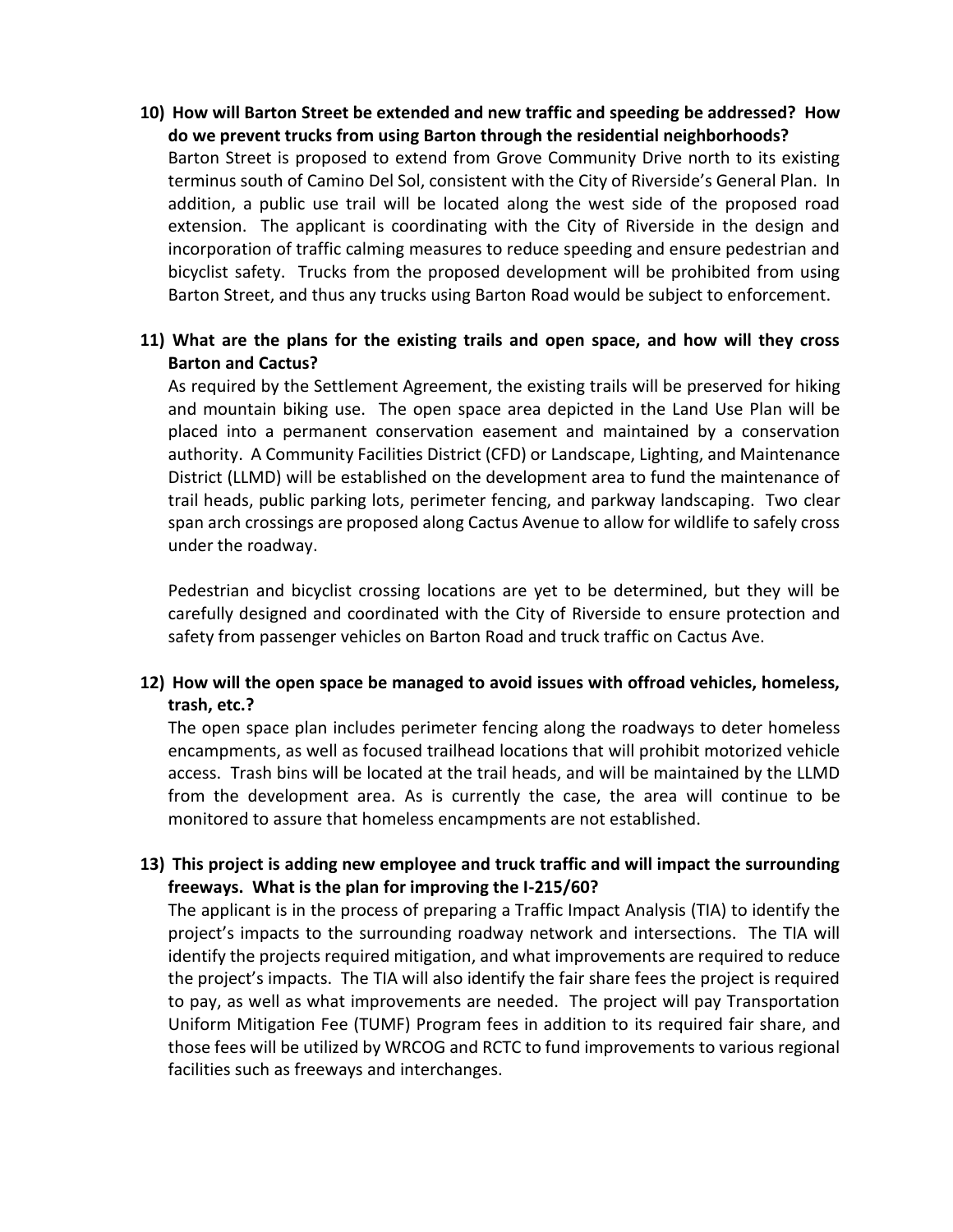**10) How will Barton Street be extended and new traffic and speeding be addressed? How do we prevent trucks from using Barton through the residential neighborhoods?**

Barton Street is proposed to extend from Grove Community Drive north to its existing terminus south of Camino Del Sol, consistent with the City of Riverside's General Plan. In addition, a public use trail will be located along the west side of the proposed road extension. The applicant is coordinating with the City of Riverside in the design and incorporation of traffic calming measures to reduce speeding and ensure pedestrian and bicyclist safety. Trucks from the proposed development will be prohibited from using Barton Street, and thus any trucks using Barton Road would be subject to enforcement.

**11) What are the plans for the existing trails and open space, and how will they cross Barton and Cactus?**

As required by the Settlement Agreement, the existing trails will be preserved for hiking and mountain biking use. The open space area depicted in the Land Use Plan will be placed into a permanent conservation easement and maintained by a conservation authority. A Community Facilities District (CFD) or Landscape, Lighting, and Maintenance District (LLMD) will be established on the development area to fund the maintenance of trail heads, public parking lots, perimeter fencing, and parkway landscaping. Two clear span arch crossings are proposed along Cactus Avenue to allow for wildlife to safely cross under the roadway.

Pedestrian and bicyclist crossing locations are yet to be determined, but they will be carefully designed and coordinated with the City of Riverside to ensure protection and safety from passenger vehicles on Barton Road and truck traffic on Cactus Ave.

**12) How will the open space be managed to avoid issues with offroad vehicles, homeless, trash, etc.?**

The open space plan includes perimeter fencing along the roadways to deter homeless encampments, as well as focused trailhead locations that will prohibit motorized vehicle access. Trash bins will be located at the trail heads, and will be maintained by the LLMD from the development area. As is currently the case, the area will continue to be monitored to assure that homeless encampments are not established.

**13) This project is adding new employee and truck traffic and will impact the surrounding freeways. What is the plan for improving the I-215/60?**

The applicant is in the process of preparing a Traffic Impact Analysis (TIA) to identify the project's impacts to the surrounding roadway network and intersections. The TIA will identify the projects required mitigation, and what improvements are required to reduce the project's impacts. The TIA will also identify the fair share fees the project is required to pay, as well as what improvements are needed. The project will pay Transportation Uniform Mitigation Fee (TUMF) Program fees in addition to its required fair share, and those fees will be utilized by WRCOG and RCTC to fund improvements to various regional facilities such as freeways and interchanges.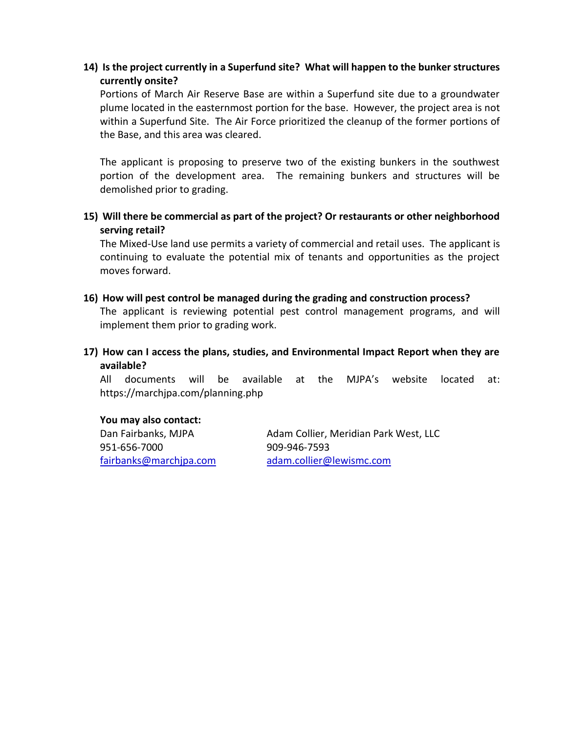**14) Is the project currently in a Superfund site? What will happen to the bunker structures currently onsite?**

Portions of March Air Reserve Base are within a Superfund site due to a groundwater plume located in the easternmost portion for the base. However, the project area is not within a Superfund Site. The Air Force prioritized the cleanup of the former portions of the Base, and this area was cleared.

The applicant is proposing to preserve two of the existing bunkers in the southwest portion of the development area. The remaining bunkers and structures will be demolished prior to grading.

**15) Will there be commercial as part of the project? Or restaurants or other neighborhood serving retail?**

The Mixed-Use land use permits a variety of commercial and retail uses. The applicant is continuing to evaluate the potential mix of tenants and opportunities as the project moves forward.

**16) How will pest control be managed during the grading and construction process?**

The applicant is reviewing potential pest control management programs, and will implement them prior to grading work.

**17) How can I access the plans, studies, and Environmental Impact Report when they are available?**

All documents will be available at the MJPA's website located at: https://marchjpa.com/planning.php

**You may also contact:**

Dan Fairbanks, MJPA
951-656-7000
fairbanks@marchjpa.com

Adam Collier, Meridian Park West, LLC
909-946-7593
adam.collier@lewismc.com